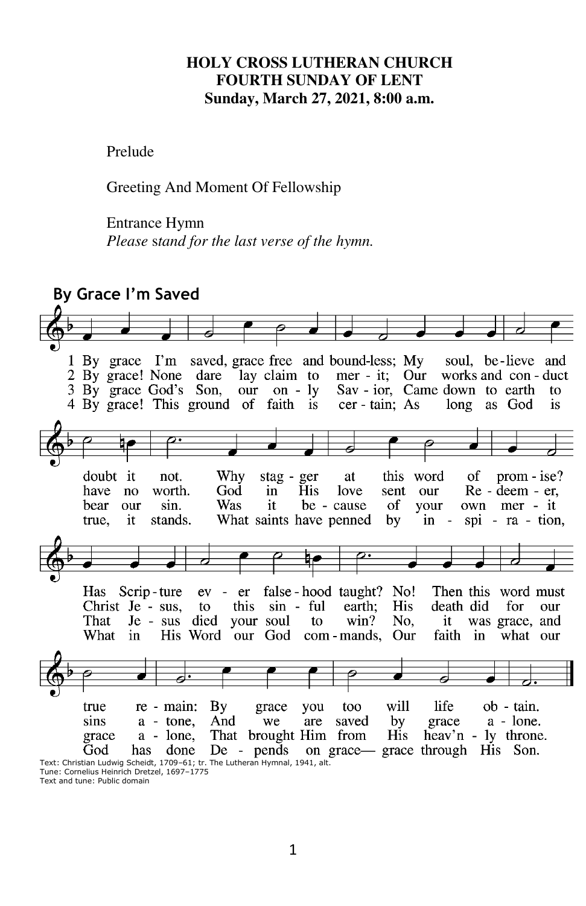**HOLY CROSS LUTHERAN CHURCH**
**FOURTH SUNDAY OF LENT**
**Sunday, March 27, 2021, 8:00 a.m.**

Prelude

Greeting And Moment Of Fellowship

Entrance Hymn
*Please stand for the last verse of the hymn.*

## By Grace I'm Saved

1 By grace I'm saved, grace free and boundless; My soul, believe and doubt it not. Why stagger at this word of promise? Has Scripture ever falsehood taught? No! Then this word must true remain: By grace you too will life obtain.

2 By grace! None dare lay claim to merit; Our works and conduct have no worth. God in His love sent our Redeemer, Christ Jesus, to this sinful earth; His death did for our sins atone, And we are saved by grace alone.

3 By grace God's Son, our only Savior, Came down to earth to bear our sin. Was it because of your own merit That Jesus died your soul to win? No, it was grace, and grace alone, That brought Him from His heav'nly throne.

4 By grace! This ground of faith is certain; As long as God is true, it stands. What saints have penned by inspiration, What in His Word our God commands, Our faith in what our God has done Depends on grace— grace through His Son.

Text: Christian Ludwig Scheidt, 1709–61; tr. The Lutheran Hymnal, 1941, alt.
Tune: Cornelius Heinrich Dretzel, 1697–1775
Text and tune: Public domain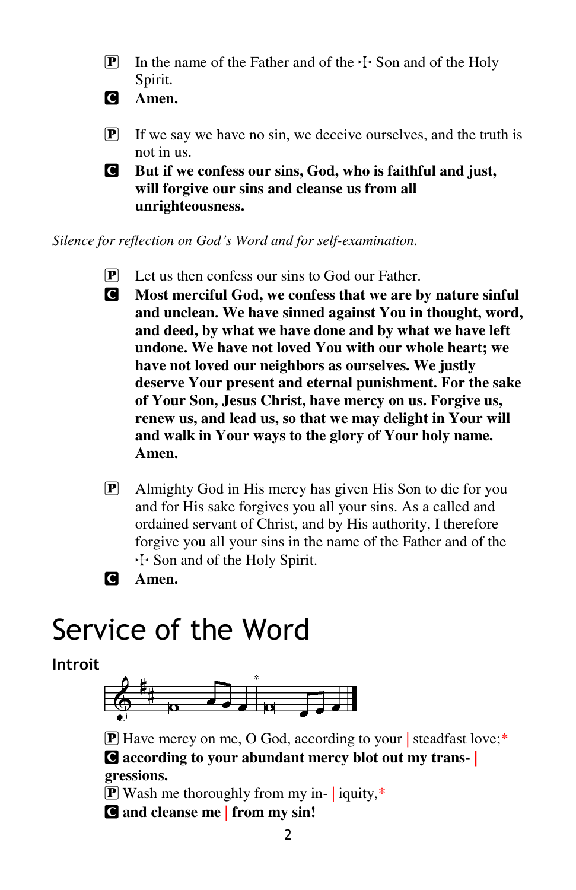P In the name of the Father and of the ☩ Son and of the Holy Spirit.
C **Amen.**

P If we say we have no sin, we deceive ourselves, and the truth is not in us.
C **But if we confess our sins, God, who is faithful and just, will forgive our sins and cleanse us from all unrighteousness.**

*Silence for reflection on God's Word and for self-examination.*

P Let us then confess our sins to God our Father.
C **Most merciful God, we confess that we are by nature sinful and unclean. We have sinned against You in thought, word, and deed, by what we have done and by what we have left undone. We have not loved You with our whole heart; we have not loved our neighbors as ourselves. We justly deserve Your present and eternal punishment. For the sake of Your Son, Jesus Christ, have mercy on us. Forgive us, renew us, and lead us, so that we may delight in Your will and walk in Your ways to the glory of Your holy name. Amen.**

P Almighty God in His mercy has given His Son to die for you and for His sake forgives you all your sins. As a called and ordained servant of Christ, and by His authority, I therefore forgive you all your sins in the name of the Father and of the ☩ Son and of the Holy Spirit.
C **Amen.**

# Service of the Word

## Introit

P Have mercy on me, O God, according to your | steadfast love;*
C **according to your abundant mercy blot out my trans- | gressions.**
P Wash me thoroughly from my in- | iquity,*
C **and cleanse me | from my sin!**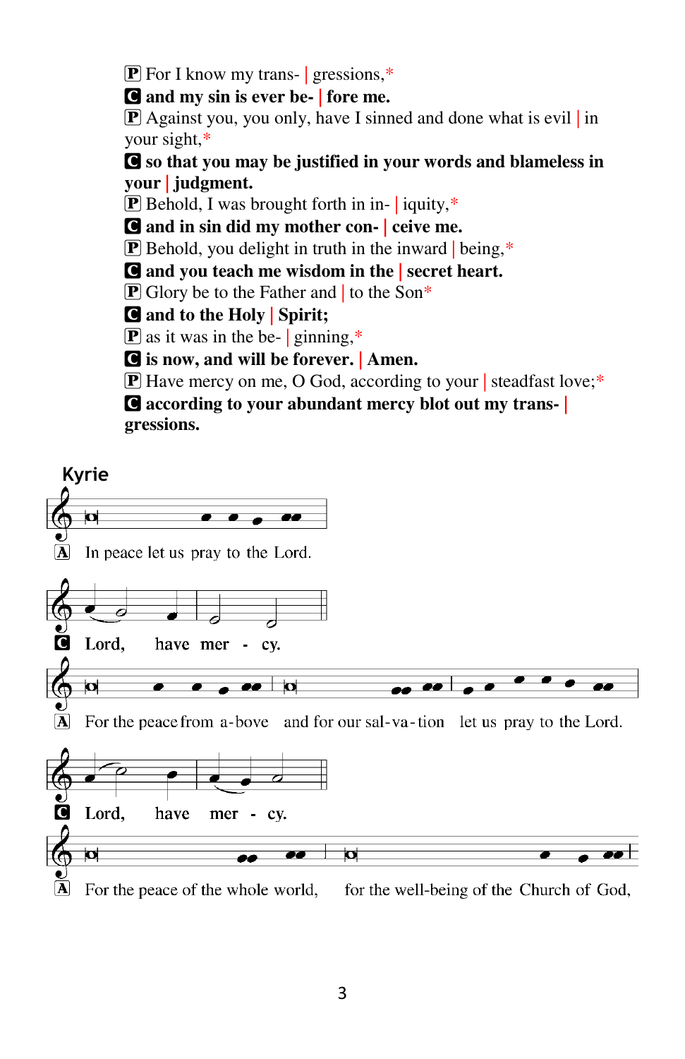P For I know my trans- | gressions,*

**C and my sin is ever be- | fore me.**

P Against you, you only, have I sinned and done what is evil | in your sight,*

**C so that you may be justified in your words and blameless in your | judgment.**

P Behold, I was brought forth in in- | iquity,*

**C and in sin did my mother con- | ceive me.**

P Behold, you delight in truth in the inward | being,*

**C and you teach me wisdom in the | secret heart.**

P Glory be to the Father and | to the Son*

**C and to the Holy | Spirit;**

P as it was in the be- | ginning,*

**C is now, and will be forever. | Amen.**

P Have mercy on me, O God, according to your | steadfast love;*

**C according to your abundant mercy blot out my trans- | gressions.**

## Kyrie

A In peace let us pray to the Lord.

**C Lord, have mer - cy.**

A For the peace from a-bove and for our sal-va-tion let us pray to the Lord.

**C Lord, have mer - cy.**

A For the peace of the whole world, for the well-being of the Church of God,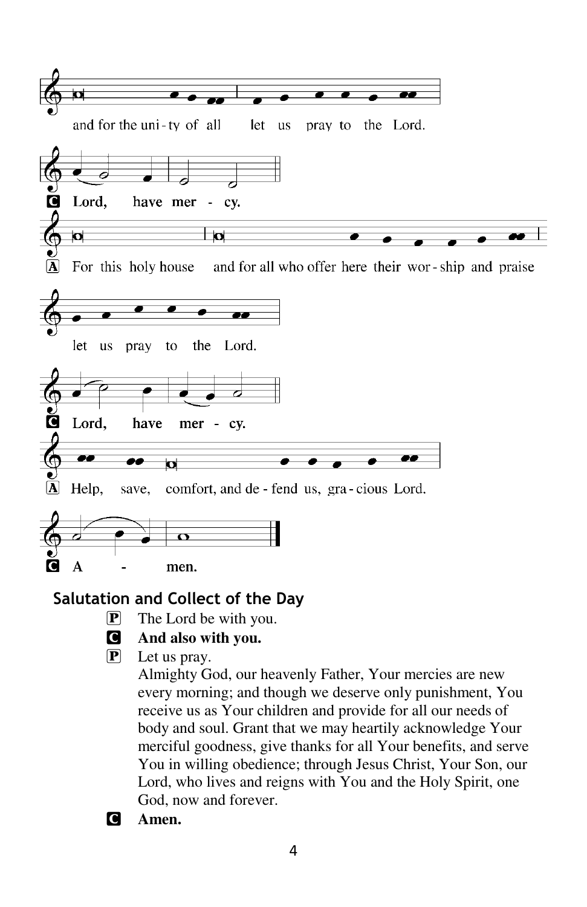and for the uni - ty of all let us pray to the Lord.

C **Lord, have mer - cy.**

A For this holy house and for all who offer here their wor - ship and praise let us pray to the Lord.

C **Lord, have mer - cy.**

A Help, save, comfort, and de - fend us, gra - cious Lord.

C **A - men.**

## Salutation and Collect of the Day

P The Lord be with you.

C **And also with you.**

P Let us pray.
Almighty God, our heavenly Father, Your mercies are new every morning; and though we deserve only punishment, You receive us as Your children and provide for all our needs of body and soul. Grant that we may heartily acknowledge Your merciful goodness, give thanks for all Your benefits, and serve You in willing obedience; through Jesus Christ, Your Son, our Lord, who lives and reigns with You and the Holy Spirit, one God, now and forever.

C **Amen.**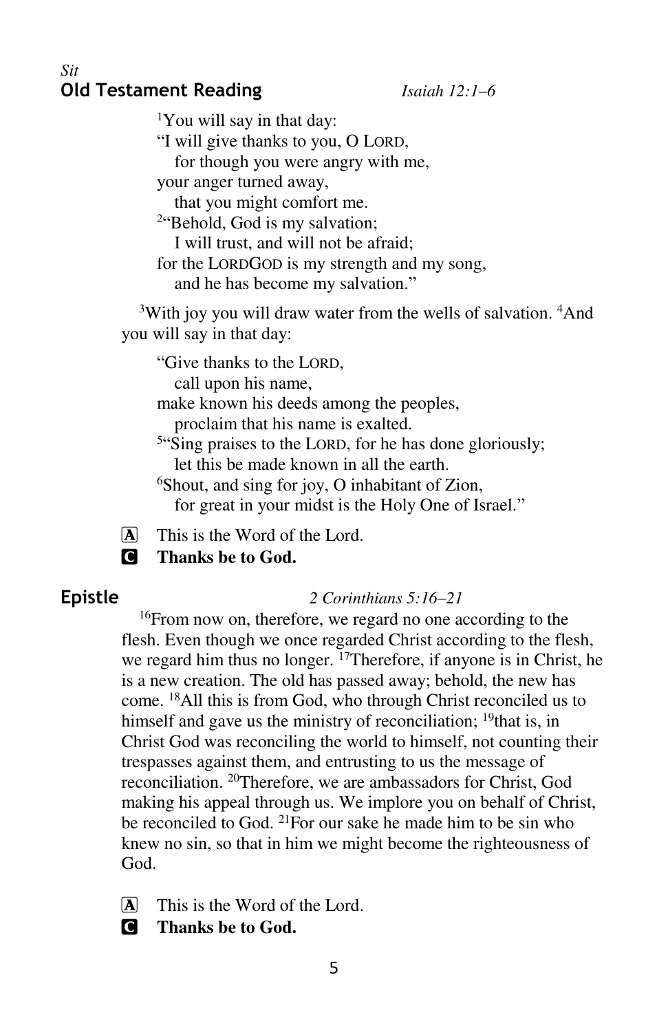*Sit*

## Old Testament Reading *Isaiah 12:1–6*

[1]You will say in that day:
"I will give thanks to you, O LORD,
for though you were angry with me,
your anger turned away,
that you might comfort me.
[2]"Behold, God is my salvation;
I will trust, and will not be afraid;
for the LORDGOD is my strength and my song,
and he has become my salvation."

[3]With joy you will draw water from the wells of salvation. [4]And you will say in that day:

"Give thanks to the LORD,
call upon his name,
make known his deeds among the peoples,
proclaim that his name is exalted.
[5]"Sing praises to the LORD, for he has done gloriously;
let this be made known in all the earth.
[6]Shout, and sing for joy, O inhabitant of Zion,
for great in your midst is the Holy One of Israel."

A This is the Word of the Lord.
C **Thanks be to God.**

## Epistle *2 Corinthians 5:16–21*

[16]From now on, therefore, we regard no one according to the flesh. Even though we once regarded Christ according to the flesh, we regard him thus no longer. [17]Therefore, if anyone is in Christ, he is a new creation. The old has passed away; behold, the new has come. [18]All this is from God, who through Christ reconciled us to himself and gave us the ministry of reconciliation; [19]that is, in Christ God was reconciling the world to himself, not counting their trespasses against them, and entrusting to us the message of reconciliation. [20]Therefore, we are ambassadors for Christ, God making his appeal through us. We implore you on behalf of Christ, be reconciled to God. [21]For our sake he made him to be sin who knew no sin, so that in him we might become the righteousness of God.

A This is the Word of the Lord.
C **Thanks be to God.**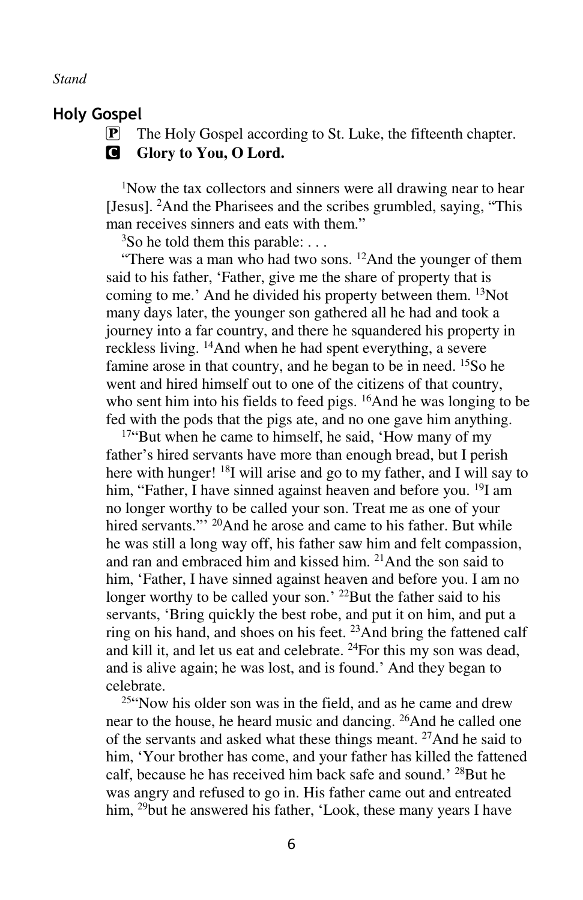*Stand*

## Holy Gospel

P The Holy Gospel according to St. Luke, the fifteenth chapter.

C **Glory to You, O Lord.**

[1]Now the tax collectors and sinners were all drawing near to hear [Jesus]. [2]And the Pharisees and the scribes grumbled, saying, "This man receives sinners and eats with them."

[3]So he told them this parable: . . .

"There was a man who had two sons. [12]And the younger of them said to his father, 'Father, give me the share of property that is coming to me.' And he divided his property between them. [13]Not many days later, the younger son gathered all he had and took a journey into a far country, and there he squandered his property in reckless living. [14]And when he had spent everything, a severe famine arose in that country, and he began to be in need. [15]So he went and hired himself out to one of the citizens of that country, who sent him into his fields to feed pigs. [16]And he was longing to be fed with the pods that the pigs ate, and no one gave him anything.

[17]"But when he came to himself, he said, 'How many of my father's hired servants have more than enough bread, but I perish here with hunger! [18]I will arise and go to my father, and I will say to him, "Father, I have sinned against heaven and before you. [19]I am no longer worthy to be called your son. Treat me as one of your hired servants."' [20]And he arose and came to his father. But while he was still a long way off, his father saw him and felt compassion, and ran and embraced him and kissed him. [21]And the son said to him, 'Father, I have sinned against heaven and before you. I am no longer worthy to be called your son.' [22]But the father said to his servants, 'Bring quickly the best robe, and put it on him, and put a ring on his hand, and shoes on his feet. [23]And bring the fattened calf and kill it, and let us eat and celebrate. [24]For this my son was dead, and is alive again; he was lost, and is found.' And they began to celebrate.

[25]"Now his older son was in the field, and as he came and drew near to the house, he heard music and dancing. [26]And he called one of the servants and asked what these things meant. [27]And he said to him, 'Your brother has come, and your father has killed the fattened calf, because he has received him back safe and sound.' [28]But he was angry and refused to go in. His father came out and entreated him, [29]but he answered his father, 'Look, these many years I have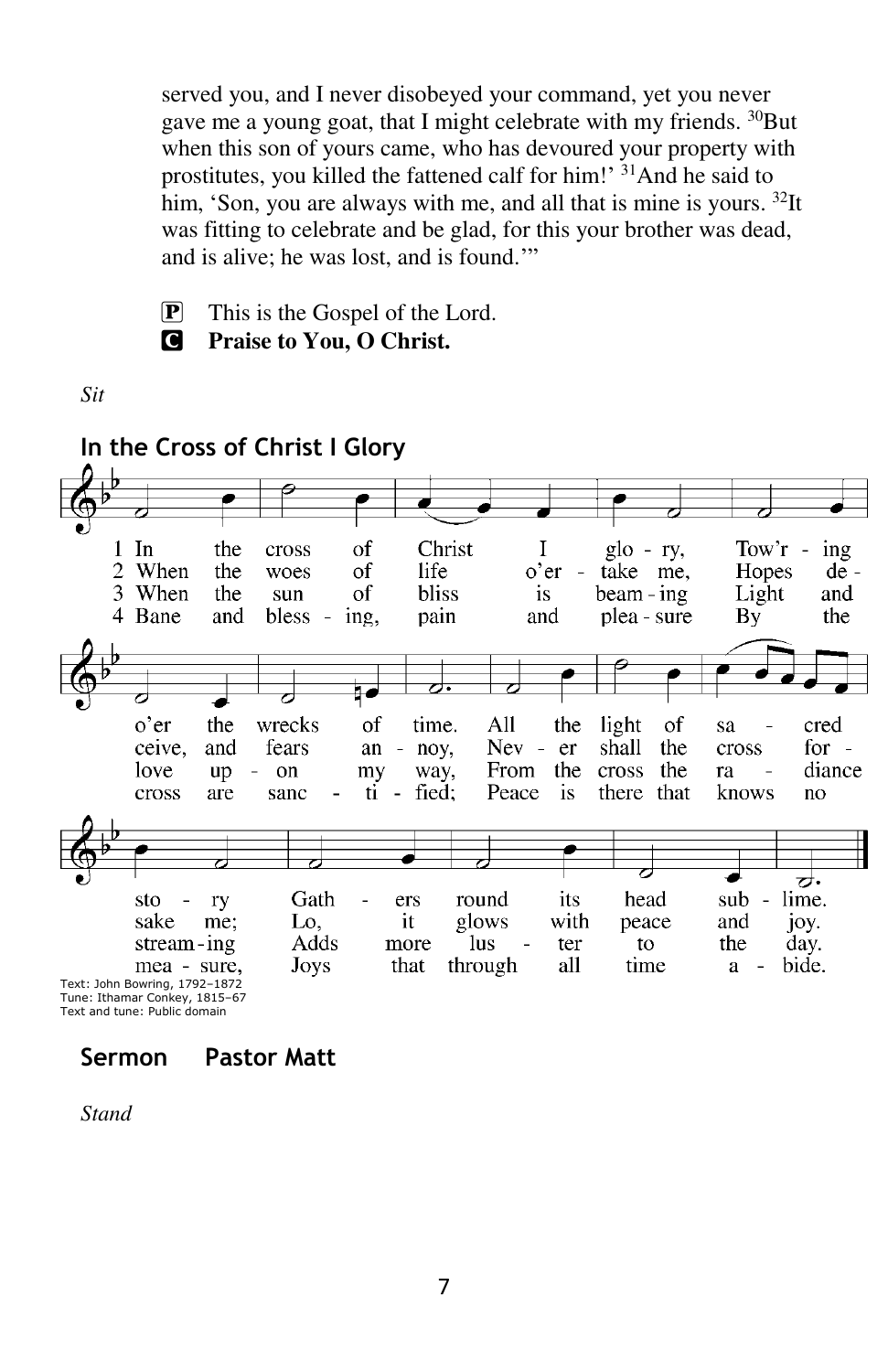served you, and I never disobeyed your command, yet you never gave me a young goat, that I might celebrate with my friends. [30]But when this son of yours came, who has devoured your property with prostitutes, you killed the fattened calf for him!' [31]And he said to him, 'Son, you are always with me, and all that is mine is yours. [32]It was fitting to celebrate and be glad, for this your brother was dead, and is alive; he was lost, and is found.'"

P This is the Gospel of the Lord.
C **Praise to You, O Christ.**

*Sit*

## In the Cross of Christ I Glory

1 In the cross of Christ I glory, Tow'ring o'er the wrecks of time. All the light of sacred story Gathers round its head sublime.

2 When the woes of life o'ertake me, Hopes deceive, and fears annoy, Never shall the cross forsake me; Lo, it glows with peace and joy.

3 When the sun of bliss is beaming Light and love upon my way, From the cross the radiance streaming Adds more luster to the day.

4 Bane and blessing, pain and pleasure By the cross are sanctified; Peace is there that knows no measure, Joys that through all time abide.

Text: John Bowring, 1792–1872
Tune: Ithamar Conkey, 1815–67
Text and tune: Public domain

## Sermon Pastor Matt

*Stand*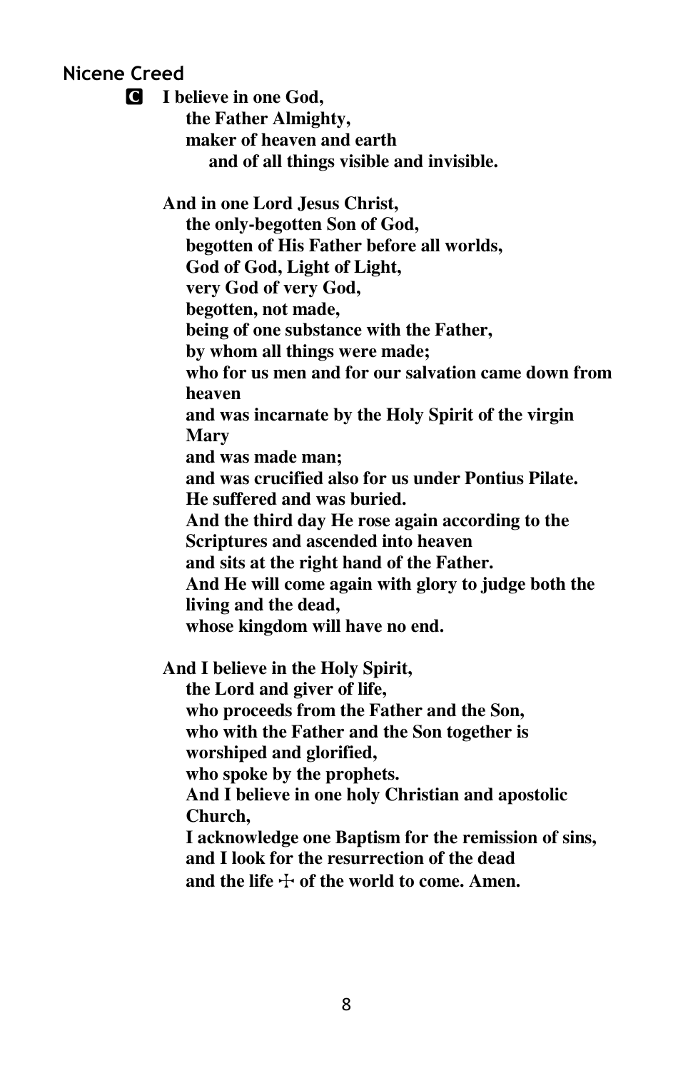## Nicene Creed

**C** **I believe in one God,**
**the Father Almighty,**
**maker of heaven and earth**
**and of all things visible and invisible.**

**And in one Lord Jesus Christ,**
**the only-begotten Son of God,**
**begotten of His Father before all worlds,**
**God of God, Light of Light,**
**very God of very God,**
**begotten, not made,**
**being of one substance with the Father,**
**by whom all things were made;**
**who for us men and for our salvation came down from heaven**
**and was incarnate by the Holy Spirit of the virgin Mary**
**and was made man;**
**and was crucified also for us under Pontius Pilate.**
**He suffered and was buried.**
**And the third day He rose again according to the Scriptures and ascended into heaven**
**and sits at the right hand of the Father.**
**And He will come again with glory to judge both the living and the dead,**
**whose kingdom will have no end.**

**And I believe in the Holy Spirit,**
**the Lord and giver of life,**
**who proceeds from the Father and the Son,**
**who with the Father and the Son together is worshiped and glorified,**
**who spoke by the prophets.**
**And I believe in one holy Christian and apostolic Church,**
**I acknowledge one Baptism for the remission of sins,**
**and I look for the resurrection of the dead**
**and the life ☩ of the world to come. Amen.**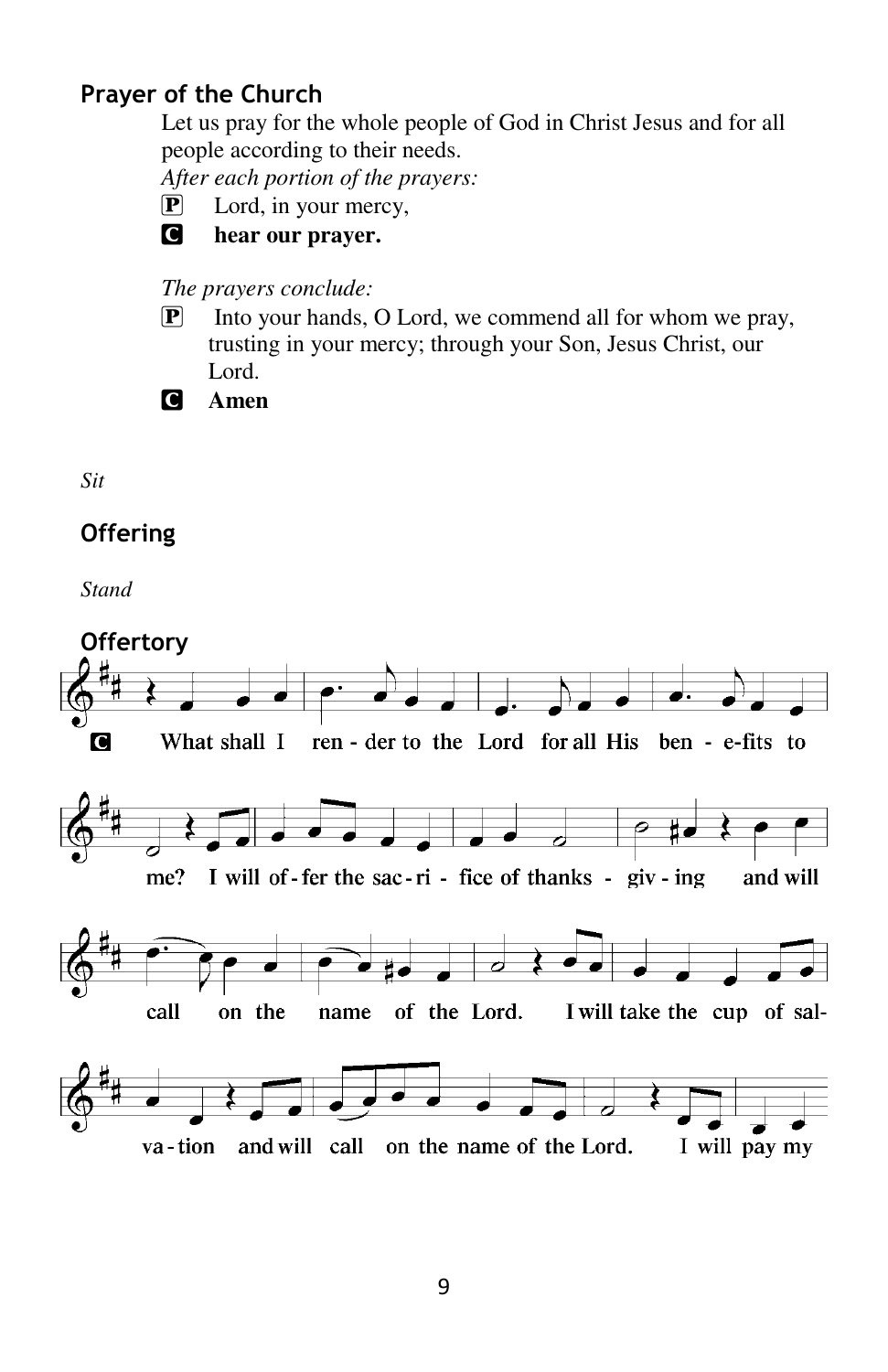## Prayer of the Church

Let us pray for the whole people of God in Christ Jesus and for all people according to their needs.

*After each portion of the prayers:*

P Lord, in your mercy,

C **hear our prayer.**

*The prayers conclude:*

P Into your hands, O Lord, we commend all for whom we pray, trusting in your mercy; through your Son, Jesus Christ, our Lord.

C **Amen**

*Sit*

## Offering

*Stand*

## Offertory

C What shall I ren - der to the Lord for all His ben - e-fits to me? I will of - fer the sac - ri - fice of thanks - giv - ing and will call on the name of the Lord. I will take the cup of sal- va - tion and will call on the name of the Lord. I will pay my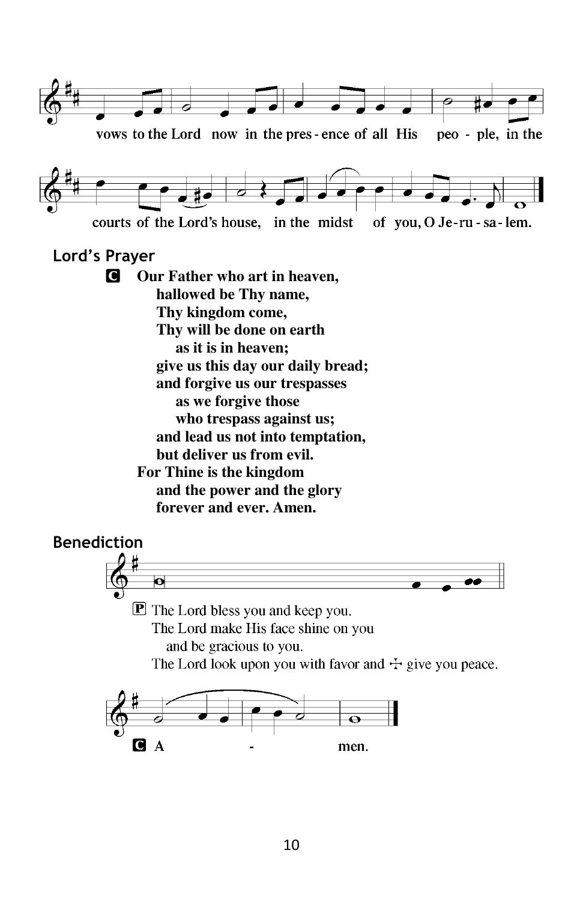vows to the Lord now in the pres - ence of all His peo - ple, in the

courts of the Lord's house, in the midst of you, O Je - ru - sa - lem.

## Lord's Prayer

**C** **Our Father who art in heaven,**
**hallowed be Thy name,**
**Thy kingdom come,**
**Thy will be done on earth**
**as it is in heaven;**
**give us this day our daily bread;**
**and forgive us our trespasses**
**as we forgive those**
**who trespass against us;**
**and lead us not into temptation,**
**but deliver us from evil.**
**For Thine is the kingdom**
**and the power and the glory**
**forever and ever. Amen.**

## Benediction

**P** The Lord bless you and keep you.
The Lord make His face shine on you
and be gracious to you.
The Lord look upon you with favor and ☩ give you peace.

**C** **A - men.**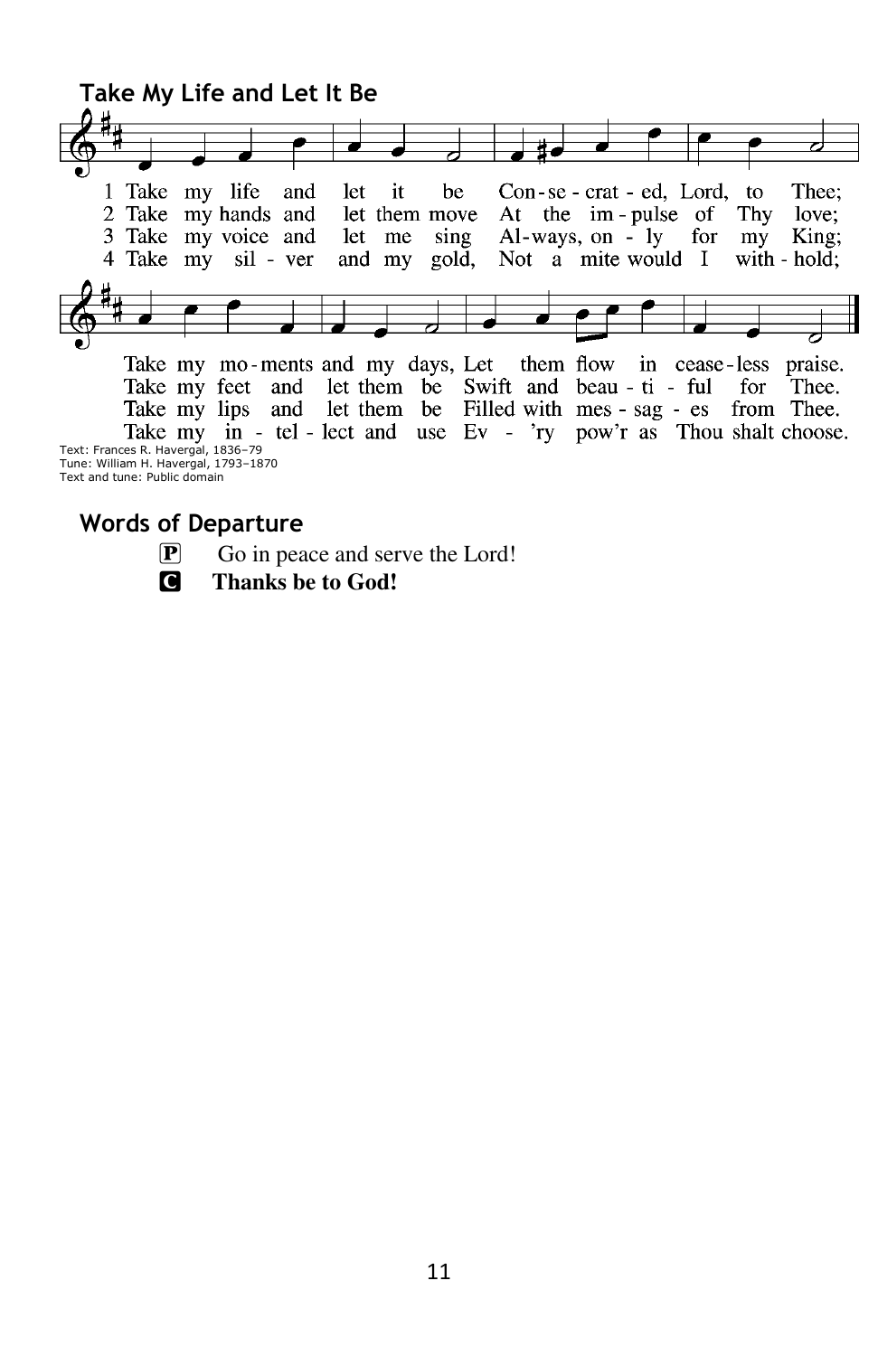## Take My Life and Let It Be

1 Take my life and let it be Con-se-crat-ed, Lord, to Thee;
Take my mo-ments and my days, Let them flow in cease-less praise.

2 Take my hands and let them move At the im-pulse of Thy love;
Take my feet and let them be Swift and beau-ti-ful for Thee.

3 Take my voice and let me sing Al-ways, on-ly for my King;
Take my lips and let them be Filled with mes-sag-es from Thee.

4 Take my sil-ver and my gold, Not a mite would I with-hold;
Take my in-tel-lect and use Ev-'ry pow'r as Thou shalt choose.

Text: Frances R. Havergal, 1836–79
Tune: William H. Havergal, 1793–1870
Text and tune: Public domain

## Words of Departure

P Go in peace and serve the Lord!

C **Thanks be to God!**